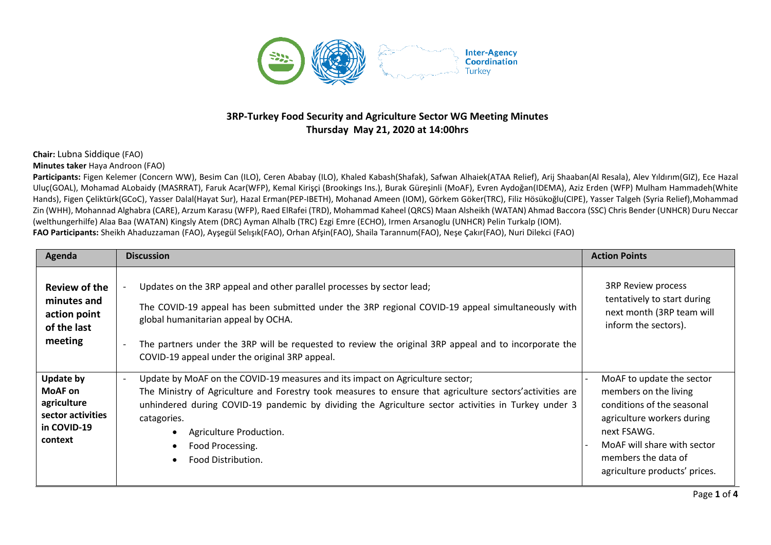Inter-Agency Coordination Turkey

# 3RP-Turkey Food Security and Agriculture Sector WG Meeting Minutes

**Thursday May 21, 2020 at 14:00hrs**

**Chair:** Lubna Siddique (FAO)

**Minutes taker** Haya Androon (FAO)

**Participants:** Figen Kelemer (Concern WW), Besim Can (ILO), Ceren Ababay (ILO), Khaled Kabash(Shafak), Safwan Alhaiek(ATAA Relief), Arij Shaaban(Al Resala), Alev Yıldırım(GIZ), Ece Hazal Uluç(GOAL), Mohamad ALobaidy (MASRRAT), Faruk Acar(WFP), Kemal Kirişçi (Brookings Ins.), Burak Güreşinli (MoAF), Evren Aydoğan(IDEMA), Aziz Erden (WFP) Mulham Hammadeh(White Hands), Figen Çeliktürk(GCoC), Yasser Dalal(Hayat Sur), Hazal Erman(PEP-IBETH), Mohanad Ameen (IOM), Görkem Göker(TRC), Filiz Hösükoğlu(CIPE), Yasser Talgeh (Syria Relief),Mohammad Zin (WHH), Mohannad Alghabra (CARE), Arzum Karasu (WFP), Raed ElRafei (TRD), Mohammad Kaheel (QRCS) Maan Alsheikh (WATAN) Ahmad Baccora (SSC) Chris Bender (UNHCR) Duru Neccar (welthungerhilfe) Alaa Baa (WATAN) Kingsly Atem (DRC) Ayman Alhalb (TRC) Ezgi Emre (ECHO), Irmen Arsanoglu (UNHCR) Pelin Turkalp (IOM).

**FAO Participants:** Sheikh Ahaduzzaman (FAO), Ayşegül Selışık(FAO), Orhan Afşin(FAO), Shaila Tarannum(FAO), Neşe Çakır(FAO), Nuri Dilekci (FAO)

| Agenda | Discussion | Action Points |
|---|---|---|
| **Review of the minutes and action point of the last meeting** | - Updates on the 3RP appeal and other parallel processes by sector lead;<br>The COVID-19 appeal has been submitted under the 3RP regional COVID-19 appeal simultaneously with global humanitarian appeal by OCHA.<br>- The partners under the 3RP will be requested to review the original 3RP appeal and to incorporate the COVID-19 appeal under the original 3RP appeal. | 3RP Review process tentatively to start during next month (3RP team will inform the sectors). |
| **Update by MoAF on agriculture sector activities in COVID-19 context** | - Update by MoAF on the COVID-19 measures and its impact on Agriculture sector;<br>The Ministry of Agriculture and Forestry took measures to ensure that agriculture sectors'activities are unhindered during COVID-19 pandemic by dividing the Agriculture sector activities in Turkey under 3 catagories.<br>• Agriculture Production.<br>• Food Processing.<br>• Food Distribution. | - MoAF to update the sector members on the living conditions of the seasonal agriculture workers during next FSAWG.<br>- MoAF will share with sector members the data of agriculture products' prices. |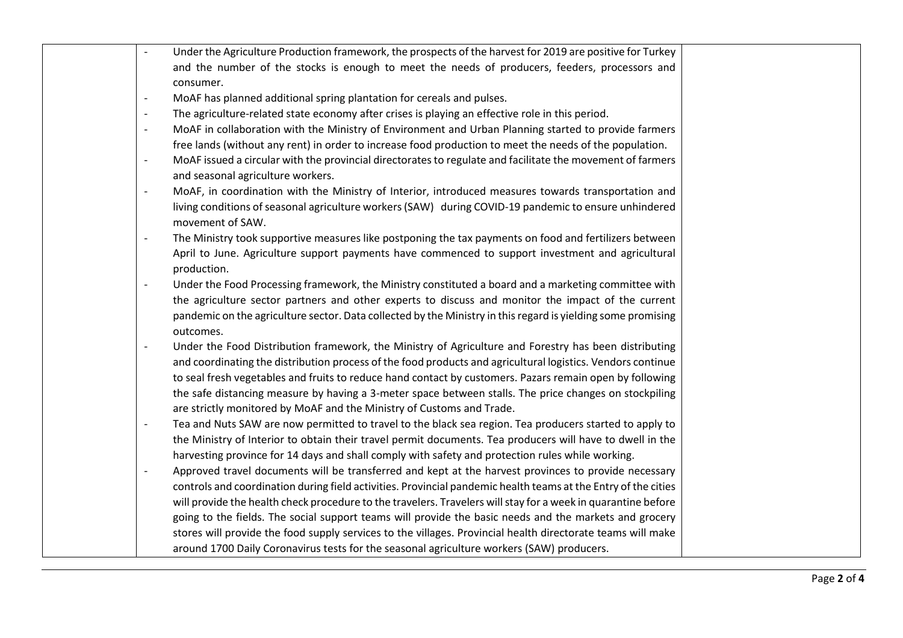| | | |
|---|---|---|
| | - Under the Agriculture Production framework, the prospects of the harvest for 2019 are positive for Turkey and the number of the stocks is enough to meet the needs of producers, feeders, processors and consumer.<br>- MoAF has planned additional spring plantation for cereals and pulses.<br>- The agriculture-related state economy after crises is playing an effective role in this period.<br>- MoAF in collaboration with the Ministry of Environment and Urban Planning started to provide farmers free lands (without any rent) in order to increase food production to meet the needs of the population.<br>- MoAF issued a circular with the provincial directorates to regulate and facilitate the movement of farmers and seasonal agriculture workers.<br>- MoAF, in coordination with the Ministry of Interior, introduced measures towards transportation and living conditions of seasonal agriculture workers (SAW) during COVID-19 pandemic to ensure unhindered movement of SAW.<br>- The Ministry took supportive measures like postponing the tax payments on food and fertilizers between April to June. Agriculture support payments have commenced to support investment and agricultural production.<br>- Under the Food Processing framework, the Ministry constituted a board and a marketing committee with the agriculture sector partners and other experts to discuss and monitor the impact of the current pandemic on the agriculture sector. Data collected by the Ministry in this regard is yielding some promising outcomes.<br>- Under the Food Distribution framework, the Ministry of Agriculture and Forestry has been distributing and coordinating the distribution process of the food products and agricultural logistics. Vendors continue to seal fresh vegetables and fruits to reduce hand contact by customers. Pazars remain open by following the safe distancing measure by having a 3-meter space between stalls. The price changes on stockpiling are strictly monitored by MoAF and the Ministry of Customs and Trade.<br>- Tea and Nuts SAW are now permitted to travel to the black sea region. Tea producers started to apply to the Ministry of Interior to obtain their travel permit documents. Tea producers will have to dwell in the harvesting province for 14 days and shall comply with safety and protection rules while working.<br>- Approved travel documents will be transferred and kept at the harvest provinces to provide necessary controls and coordination during field activities. Provincial pandemic health teams at the Entry of the cities will provide the health check procedure to the travelers. Travelers will stay for a week in quarantine before going to the fields. The social support teams will provide the basic needs and the markets and grocery stores will provide the food supply services to the villages. Provincial health directorate teams will make around 1700 Daily Coronavirus tests for the seasonal agriculture workers (SAW) producers. | |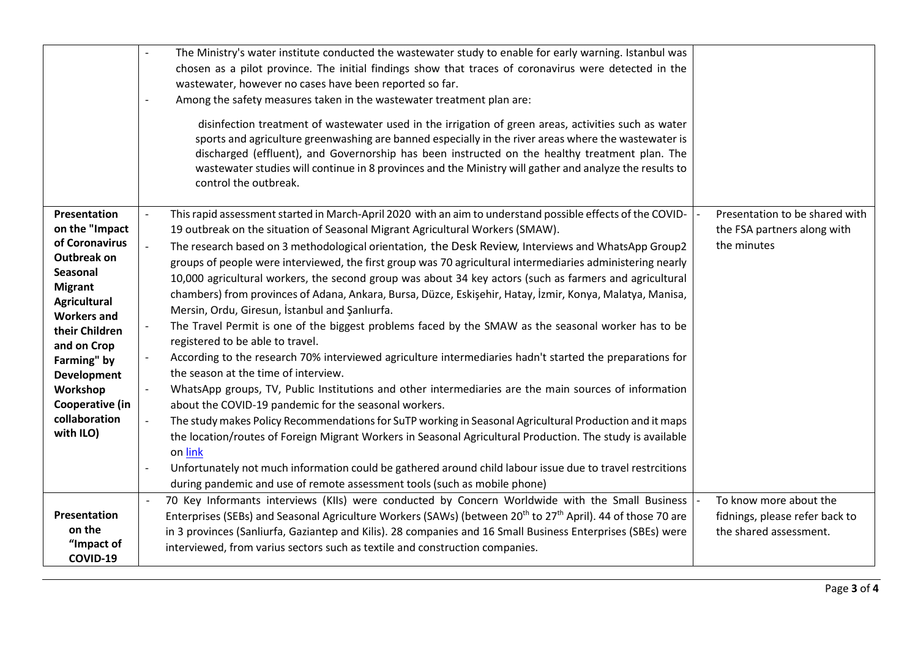| | | |
|---|---|---|
| | - The Ministry's water institute conducted the wastewater study to enable for early warning. Istanbul was chosen as a pilot province. The initial findings show that traces of coronavirus were detected in the wastewater, however no cases have been reported so far.<br>- Among the safety measures taken in the wastewater treatment plan are:<br><br>disinfection treatment of wastewater used in the irrigation of green areas, activities such as water sports and agriculture greenwashing are banned especially in the river areas where the wastewater is discharged (effluent), and Governorship has been instructed on the healthy treatment plan. The wastewater studies will continue in 8 provinces and the Ministry will gather and analyze the results to control the outbreak. | |
| **Presentation on the "Impact of Coronavirus Outbreak on Seasonal Migrant Agricultural Workers and their Children and on Crop Farming" by Development Workshop Cooperative (in collaboration with ILO)** | - This rapid assessment started in March-April 2020 with an aim to understand possible effects of the COVID-19 outbreak on the situation of Seasonal Migrant Agricultural Workers (SMAW).<br>- The research based on 3 methodological orientation, the Desk Review, Interviews and WhatsApp Group2 groups of people were interviewed, the first group was 70 agricultural intermediaries administering nearly 10,000 agricultural workers, the second group was about 34 key actors (such as farmers and agricultural chambers) from provinces of Adana, Ankara, Bursa, Düzce, Eskişehir, Hatay, İzmir, Konya, Malatya, Manisa, Mersin, Ordu, Giresun, İstanbul and Şanlıurfa.<br>- The Travel Permit is one of the biggest problems faced by the SMAW as the seasonal worker has to be registered to be able to travel.<br>- According to the research 70% interviewed agriculture intermediaries hadn't started the preparations for the season at the time of interview.<br>- WhatsApp groups, TV, Public Institutions and other intermediaries are the main sources of information about the COVID-19 pandemic for the seasonal workers.<br>- The study makes Policy Recommendations for SuTP working in Seasonal Agricultural Production and it maps the location/routes of Foreign Migrant Workers in Seasonal Agricultural Production. The study is available on link<br>- Unfortunately not much information could be gathered around child labour issue due to travel restrcitions during pandemic and use of remote assessment tools (such as mobile phone) | - Presentation to be shared with the FSA partners along with the minutes |
| **Presentation on the "Impact of COVID-19** | - 70 Key Informants interviews (KIIs) were conducted by Concern Worldwide with the Small Business Enterprises (SEBs) and Seasonal Agriculture Workers (SAWs) (between 20th to 27th April). 44 of those 70 are in 3 provinces (Sanliurfa, Gaziantep and Kilis). 28 companies and 16 Small Business Enterprises (SBEs) were interviewed, from varius sectors such as textile and construction companies. | - To know more about the fidnings, please refer back to the shared assessment. |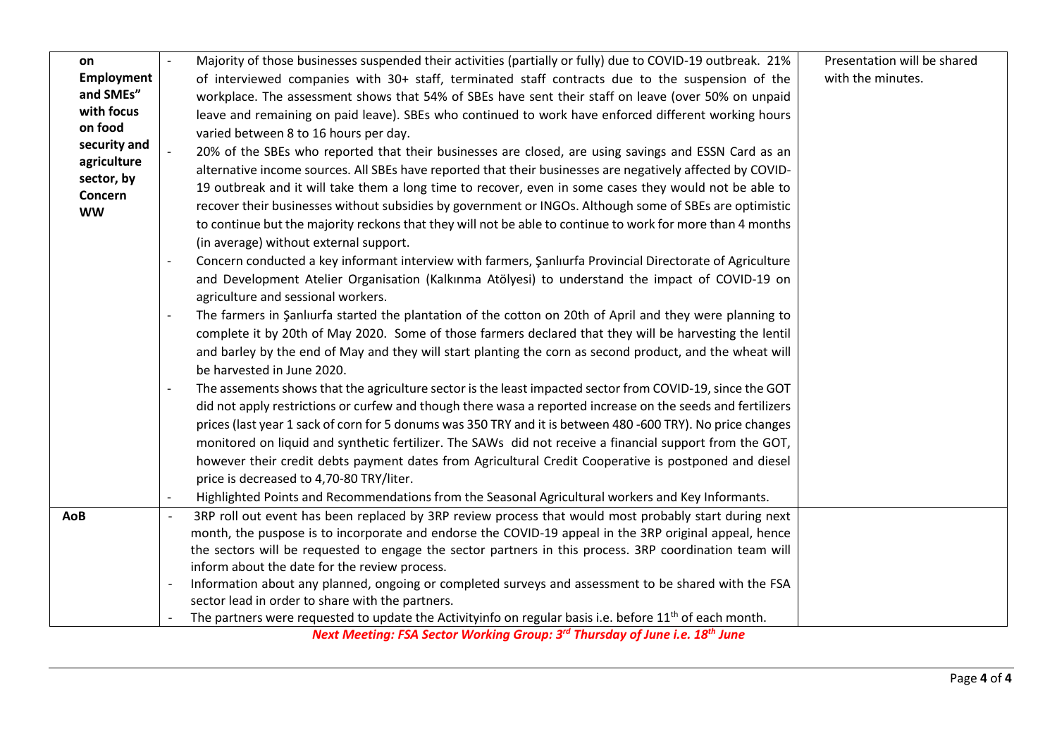| | | |
|---|---|---|
| **on Employment and SMEs" with focus on food security and agriculture sector, by Concern WW** | - Majority of those businesses suspended their activities (partially or fully) due to COVID-19 outbreak. 21% of interviewed companies with 30+ staff, terminated staff contracts due to the suspension of the workplace. The assessment shows that 54% of SBEs have sent their staff on leave (over 50% on unpaid leave and remaining on paid leave). SBEs who continued to work have enforced different working hours varied between 8 to 16 hours per day.<br>- 20% of the SBEs who reported that their businesses are closed, are using savings and ESSN Card as an alternative income sources. All SBEs have reported that their businesses are negatively affected by COVID-19 outbreak and it will take them a long time to recover, even in some cases they would not be able to recover their businesses without subsidies by government or INGOs. Although some of SBEs are optimistic to continue but the majority reckons that they will not be able to continue to work for more than 4 months (in average) without external support.<br>- Concern conducted a key informant interview with farmers, Şanlıurfa Provincial Directorate of Agriculture and Development Atelier Organisation (Kalkınma Atölyesi) to understand the impact of COVID-19 on agriculture and sessional workers.<br>- The farmers in Şanlıurfa started the plantation of the cotton on 20th of April and they were planning to complete it by 20th of May 2020. Some of those farmers declared that they will be harvesting the lentil and barley by the end of May and they will start planting the corn as second product, and the wheat will be harvested in June 2020.<br>- The assements shows that the agriculture sector is the least impacted sector from COVID-19, since the GOT did not apply restrictions or curfew and though there wasa a reported increase on the seeds and fertilizers prices (last year 1 sack of corn for 5 donums was 350 TRY and it is between 480 -600 TRY). No price changes monitored on liquid and synthetic fertilizer. The SAWs did not receive a financial support from the GOT, however their credit debts payment dates from Agricultural Credit Cooperative is postponed and diesel price is decreased to 4,70-80 TRY/liter.<br>- Highlighted Points and Recommendations from the Seasonal Agricultural workers and Key Informants. | Presentation will be shared with the minutes. |
| **AoB** | - 3RP roll out event has been replaced by 3RP review process that would most probably start during next month, the puspose is to incorporate and endorse the COVID-19 appeal in the 3RP original appeal, hence the sectors will be requested to engage the sector partners in this process. 3RP coordination team will inform about the date for the review process.<br>- Information about any planned, ongoing or completed surveys and assessment to be shared with the FSA sector lead in order to share with the partners.<br>- The partners were requested to update the Activityinfo on regular basis i.e. before 11th of each month. | |

***Next Meeting: FSA Sector Working Group: 3rd Thursday of June i.e. 18th June***